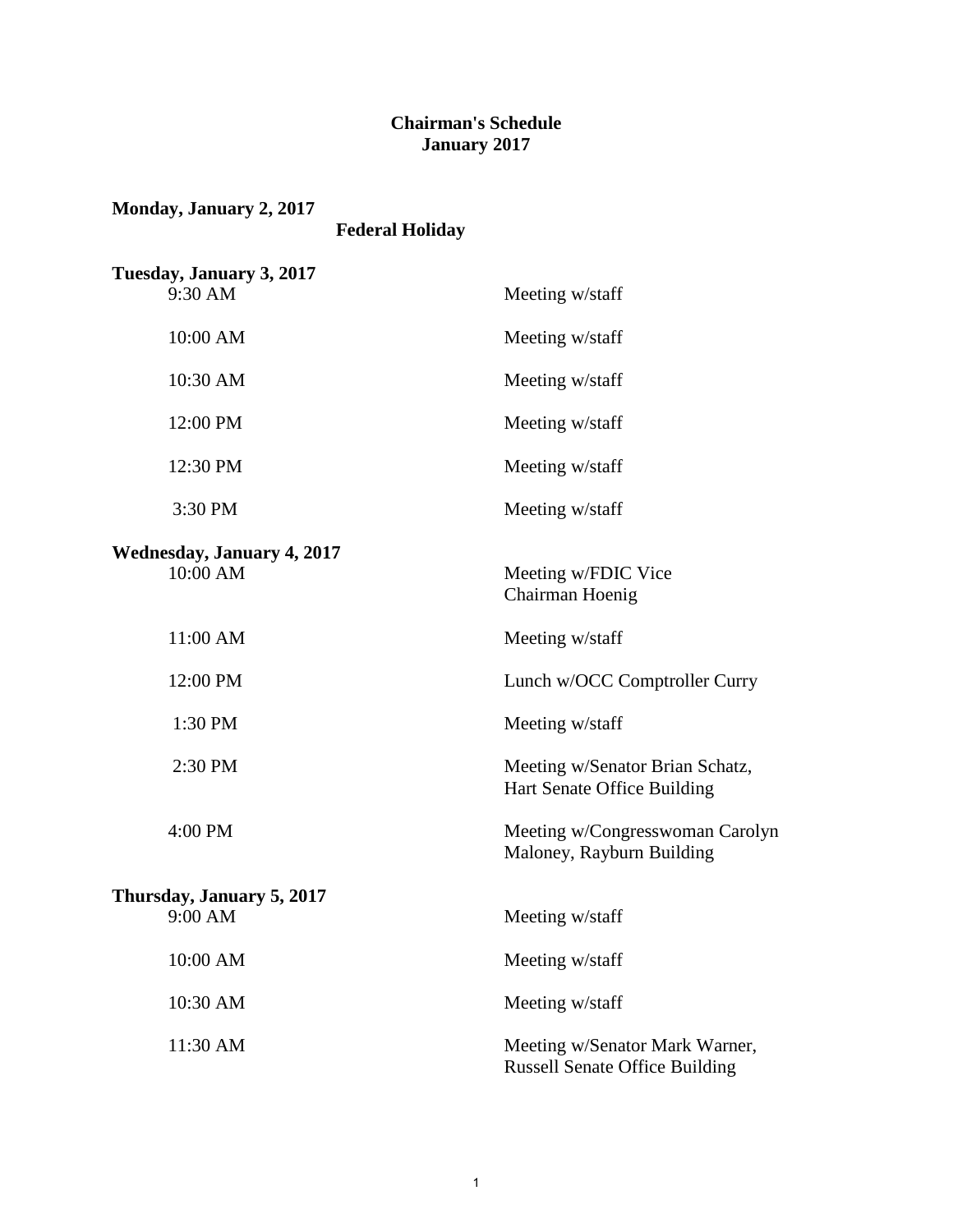# Chairman's Schedule
## January 2017

**Monday, January 2, 2017**

**Federal Holiday**

**Tuesday, January 3, 2017**

| Time | Event |
| --- | --- |
| 9:30 AM | Meeting w/staff |
| 10:00 AM | Meeting w/staff |
| 10:30 AM | Meeting w/staff |
| 12:00 PM | Meeting w/staff |
| 12:30 PM | Meeting w/staff |
| 3:30 PM | Meeting w/staff |

**Wednesday, January 4, 2017**

| Time | Event |
| --- | --- |
| 10:00 AM | Meeting w/FDIC Vice Chairman Hoenig |
| 11:00 AM | Meeting w/staff |
| 12:00 PM | Lunch w/OCC Comptroller Curry |
| 1:30 PM | Meeting w/staff |
| 2:30 PM | Meeting w/Senator Brian Schatz, Hart Senate Office Building |
| 4:00 PM | Meeting w/Congresswoman Carolyn Maloney, Rayburn Building |

**Thursday, January 5, 2017**

| Time | Event |
| --- | --- |
| 9:00 AM | Meeting w/staff |
| 10:00 AM | Meeting w/staff |
| 10:30 AM | Meeting w/staff |
| 11:30 AM | Meeting w/Senator Mark Warner, Russell Senate Office Building |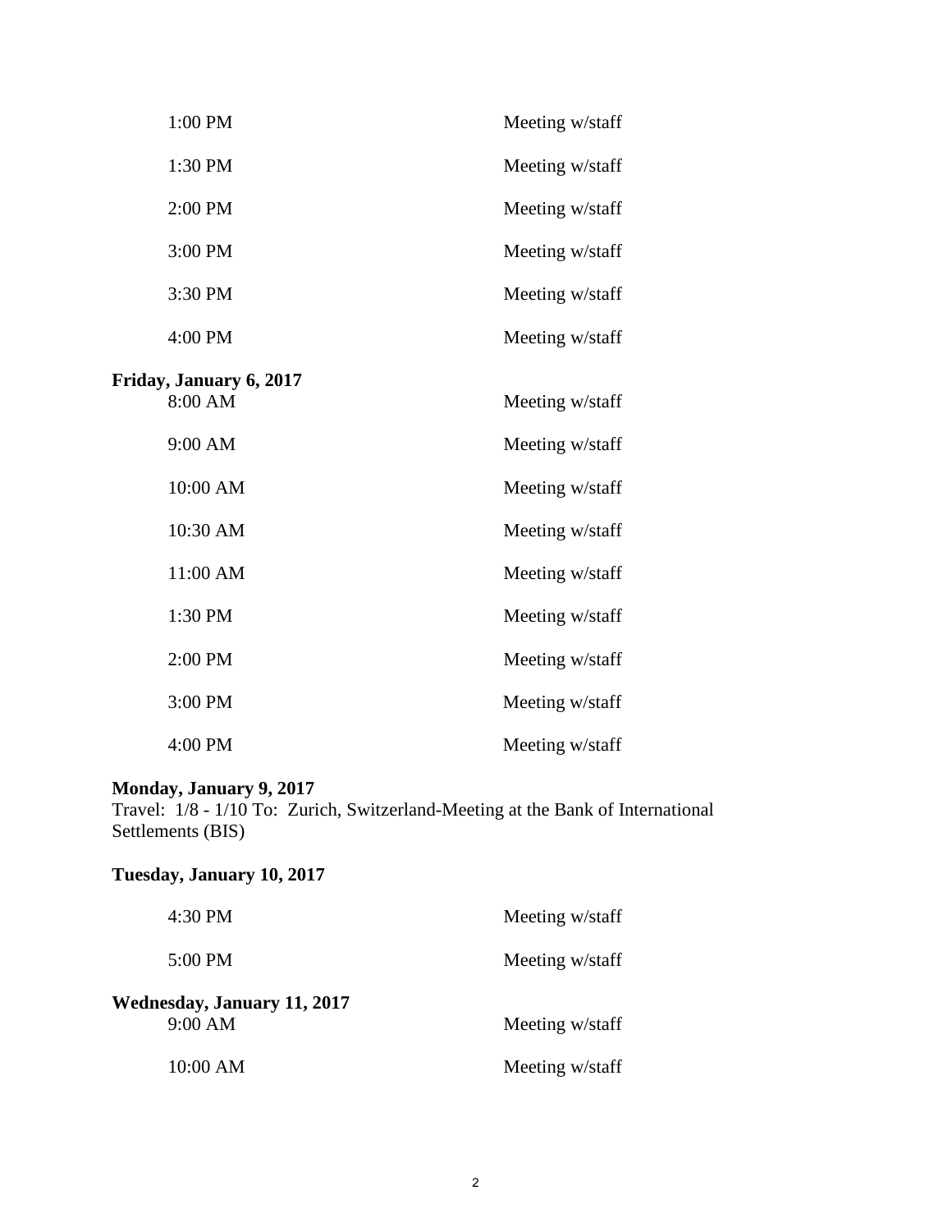| | |
|---|---|
| 1:00 PM | Meeting w/staff |
| 1:30 PM | Meeting w/staff |
| 2:00 PM | Meeting w/staff |
| 3:00 PM | Meeting w/staff |
| 3:30 PM | Meeting w/staff |
| 4:00 PM | Meeting w/staff |

**Friday, January 6, 2017**

| | |
|---|---|
| 8:00 AM | Meeting w/staff |
| 9:00 AM | Meeting w/staff |
| 10:00 AM | Meeting w/staff |
| 10:30 AM | Meeting w/staff |
| 11:00 AM | Meeting w/staff |
| 1:30 PM | Meeting w/staff |
| 2:00 PM | Meeting w/staff |
| 3:00 PM | Meeting w/staff |
| 4:00 PM | Meeting w/staff |

**Monday, January 9, 2017**

Travel: 1/8 - 1/10 To: Zurich, Switzerland-Meeting at the Bank of International Settlements (BIS)

**Tuesday, January 10, 2017**

| | |
|---|---|
| 4:30 PM | Meeting w/staff |
| 5:00 PM | Meeting w/staff |

**Wednesday, January 11, 2017**

| | |
|---|---|
| 9:00 AM | Meeting w/staff |
| 10:00 AM | Meeting w/staff |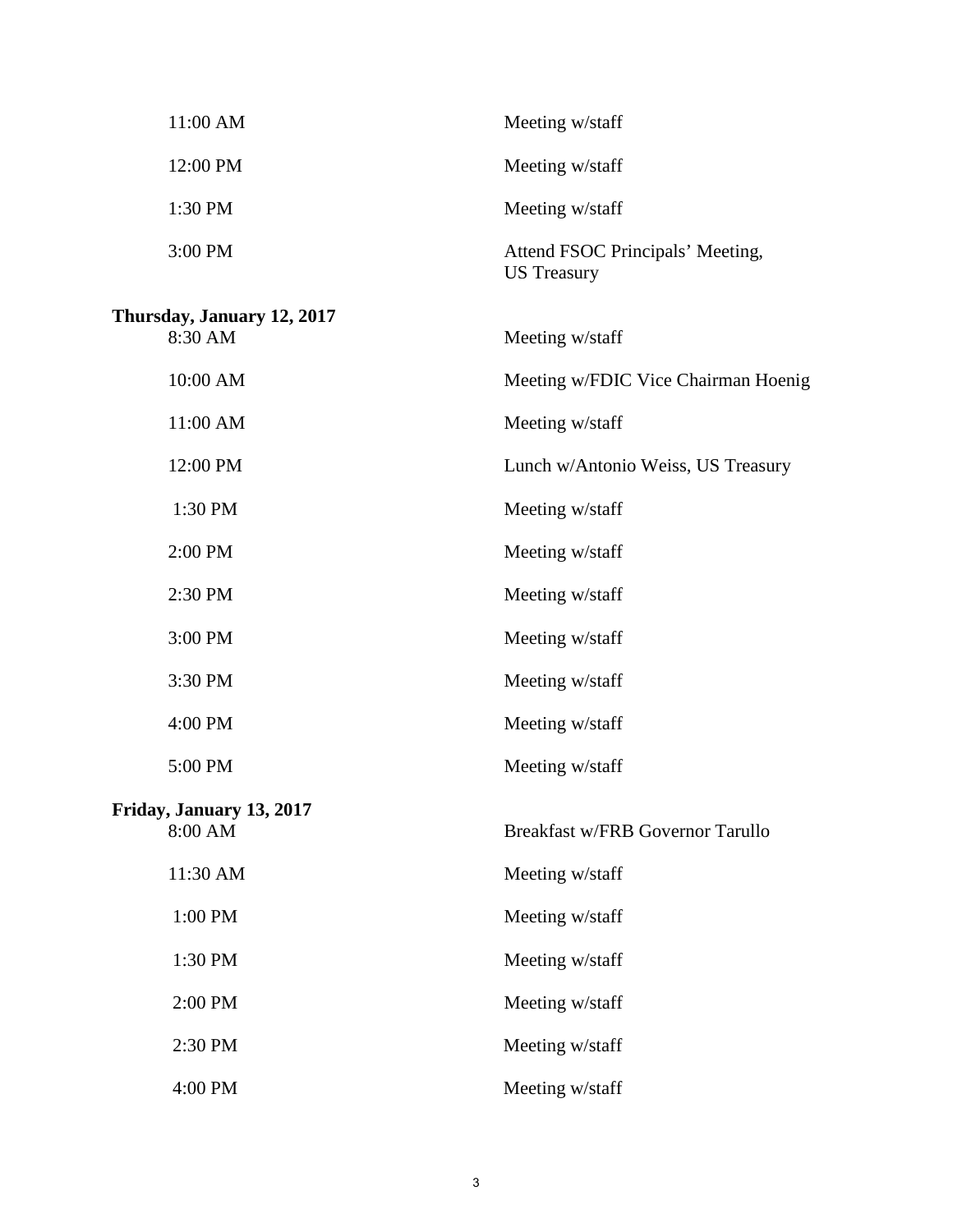| | |
|---|---|
| 11:00 AM | Meeting w/staff |
| 12:00 PM | Meeting w/staff |
| 1:30 PM | Meeting w/staff |
| 3:00 PM | Attend FSOC Principals' Meeting, US Treasury |

**Thursday, January 12, 2017**

| | |
|---|---|
| 8:30 AM | Meeting w/staff |
| 10:00 AM | Meeting w/FDIC Vice Chairman Hoenig |
| 11:00 AM | Meeting w/staff |
| 12:00 PM | Lunch w/Antonio Weiss, US Treasury |
| 1:30 PM | Meeting w/staff |
| 2:00 PM | Meeting w/staff |
| 2:30 PM | Meeting w/staff |
| 3:00 PM | Meeting w/staff |
| 3:30 PM | Meeting w/staff |
| 4:00 PM | Meeting w/staff |
| 5:00 PM | Meeting w/staff |

**Friday, January 13, 2017**

| | |
|---|---|
| 8:00 AM | Breakfast w/FRB Governor Tarullo |
| 11:30 AM | Meeting w/staff |
| 1:00 PM | Meeting w/staff |
| 1:30 PM | Meeting w/staff |
| 2:00 PM | Meeting w/staff |
| 2:30 PM | Meeting w/staff |
| 4:00 PM | Meeting w/staff |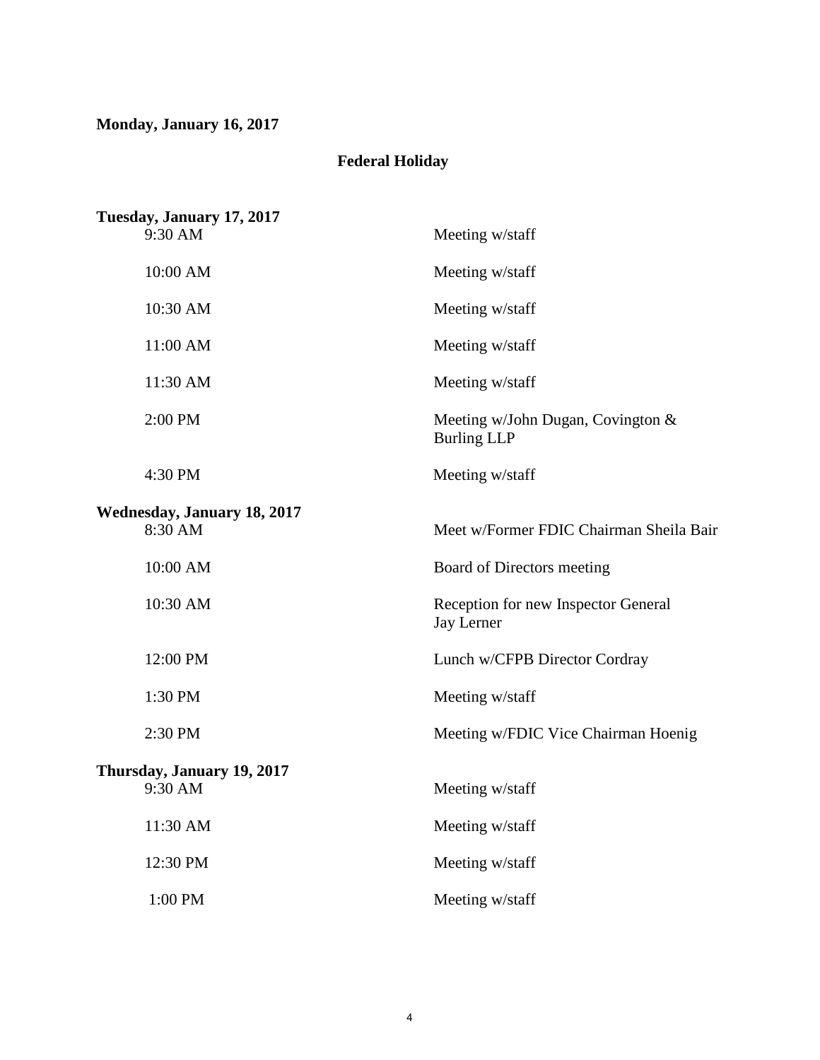**Monday, January 16, 2017**

**Federal Holiday**

**Tuesday, January 17, 2017**

| | |
|---|---|
| 9:30 AM | Meeting w/staff |
| 10:00 AM | Meeting w/staff |
| 10:30 AM | Meeting w/staff |
| 11:00 AM | Meeting w/staff |
| 11:30 AM | Meeting w/staff |
| 2:00 PM | Meeting w/John Dugan, Covington & Burling LLP |
| 4:30 PM | Meeting w/staff |

**Wednesday, January 18, 2017**

| | |
|---|---|
| 8:30 AM | Meet w/Former FDIC Chairman Sheila Bair |
| 10:00 AM | Board of Directors meeting |
| 10:30 AM | Reception for new Inspector General Jay Lerner |
| 12:00 PM | Lunch w/CFPB Director Cordray |
| 1:30 PM | Meeting w/staff |
| 2:30 PM | Meeting w/FDIC Vice Chairman Hoenig |

**Thursday, January 19, 2017**

| | |
|---|---|
| 9:30 AM | Meeting w/staff |
| 11:30 AM | Meeting w/staff |
| 12:30 PM | Meeting w/staff |
| 1:00 PM | Meeting w/staff |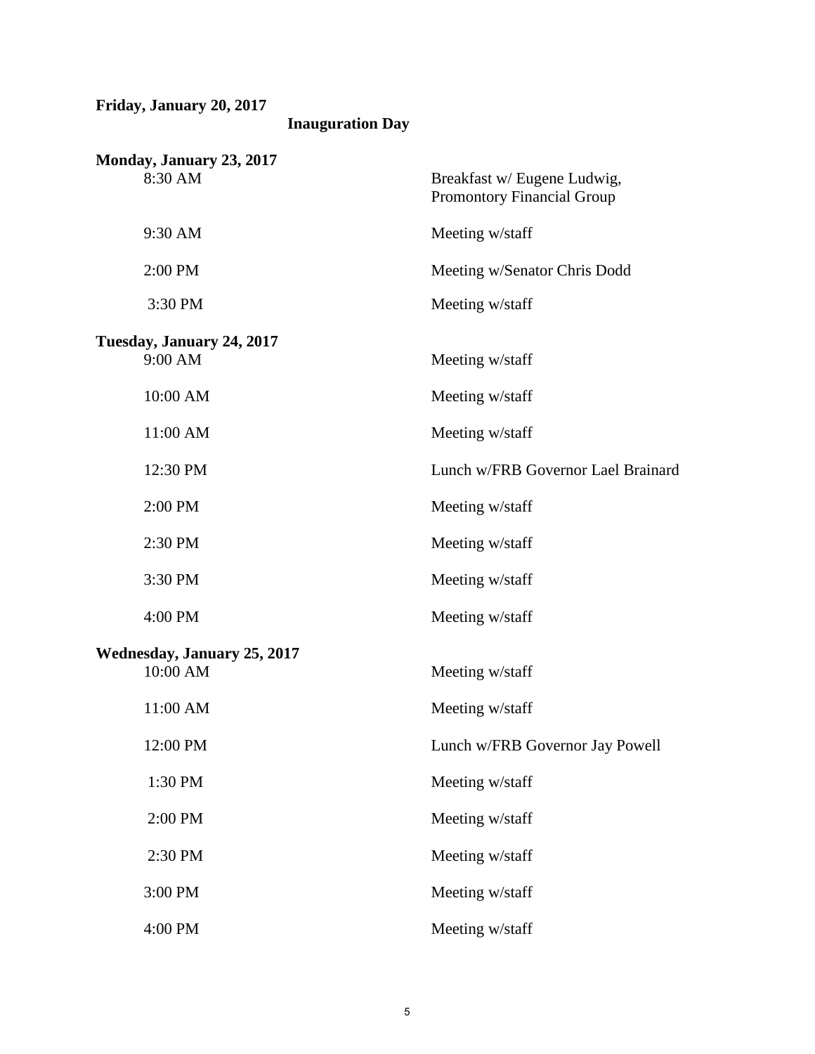**Friday, January 20, 2017**

**Inauguration Day**

**Monday, January 23, 2017**

| | |
|---|---|
| 8:30 AM | Breakfast w/ Eugene Ludwig, Promontory Financial Group |
| 9:30 AM | Meeting w/staff |
| 2:00 PM | Meeting w/Senator Chris Dodd |
| 3:30 PM | Meeting w/staff |

**Tuesday, January 24, 2017**

| | |
|---|---|
| 9:00 AM | Meeting w/staff |
| 10:00 AM | Meeting w/staff |
| 11:00 AM | Meeting w/staff |
| 12:30 PM | Lunch w/FRB Governor Lael Brainard |
| 2:00 PM | Meeting w/staff |
| 2:30 PM | Meeting w/staff |
| 3:30 PM | Meeting w/staff |
| 4:00 PM | Meeting w/staff |

**Wednesday, January 25, 2017**

| | |
|---|---|
| 10:00 AM | Meeting w/staff |
| 11:00 AM | Meeting w/staff |
| 12:00 PM | Lunch w/FRB Governor Jay Powell |
| 1:30 PM | Meeting w/staff |
| 2:00 PM | Meeting w/staff |
| 2:30 PM | Meeting w/staff |
| 3:00 PM | Meeting w/staff |
| 4:00 PM | Meeting w/staff |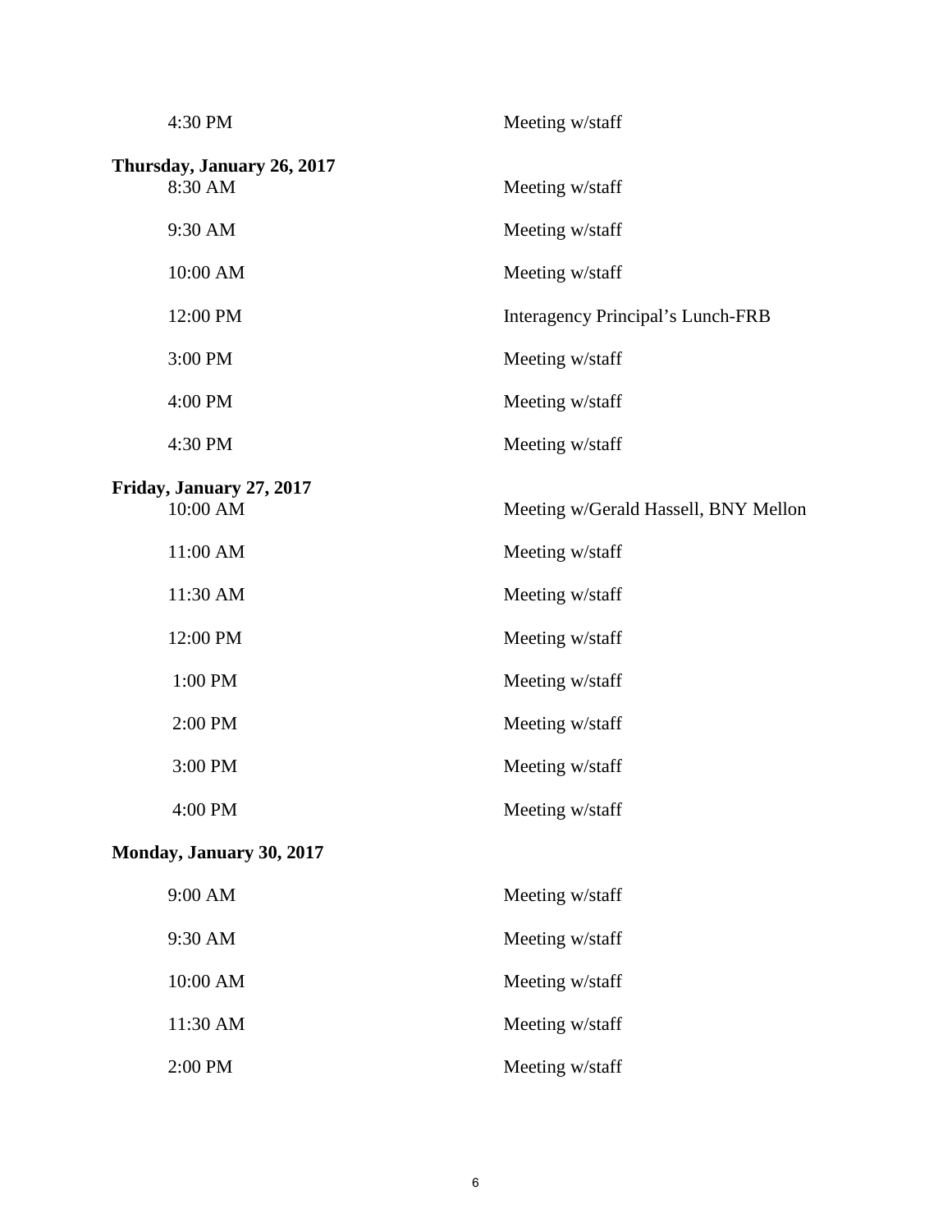| | |
|---|---|
| 4:30 PM | Meeting w/staff |

**Thursday, January 26, 2017**

| | |
|---|---|
| 8:30 AM | Meeting w/staff |
| 9:30 AM | Meeting w/staff |
| 10:00 AM | Meeting w/staff |
| 12:00 PM | Interagency Principal's Lunch-FRB |
| 3:00 PM | Meeting w/staff |
| 4:00 PM | Meeting w/staff |
| 4:30 PM | Meeting w/staff |

**Friday, January 27, 2017**

| | |
|---|---|
| 10:00 AM | Meeting w/Gerald Hassell, BNY Mellon |
| 11:00 AM | Meeting w/staff |
| 11:30 AM | Meeting w/staff |
| 12:00 PM | Meeting w/staff |
| 1:00 PM | Meeting w/staff |
| 2:00 PM | Meeting w/staff |
| 3:00 PM | Meeting w/staff |
| 4:00 PM | Meeting w/staff |

**Monday, January 30, 2017**

| | |
|---|---|
| 9:00 AM | Meeting w/staff |
| 9:30 AM | Meeting w/staff |
| 10:00 AM | Meeting w/staff |
| 11:30 AM | Meeting w/staff |
| 2:00 PM | Meeting w/staff |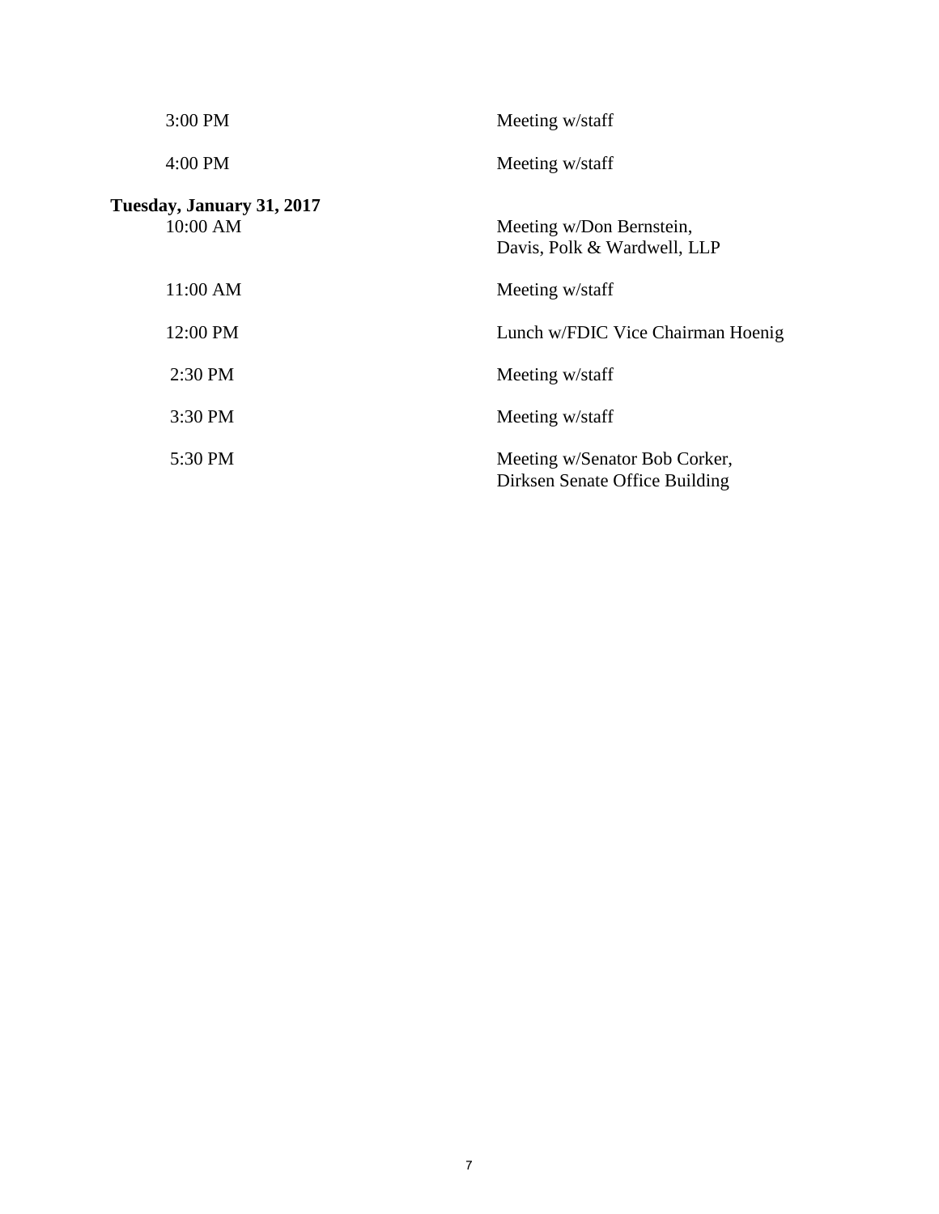| | |
|---|---|
| 3:00 PM | Meeting w/staff |
| 4:00 PM | Meeting w/staff |

**Tuesday, January 31, 2017**

| | |
|---|---|
| 10:00 AM | Meeting w/Don Bernstein, Davis, Polk & Wardwell, LLP |
| 11:00 AM | Meeting w/staff |
| 12:00 PM | Lunch w/FDIC Vice Chairman Hoenig |
| 2:30 PM | Meeting w/staff |
| 3:30 PM | Meeting w/staff |
| 5:30 PM | Meeting w/Senator Bob Corker, Dirksen Senate Office Building |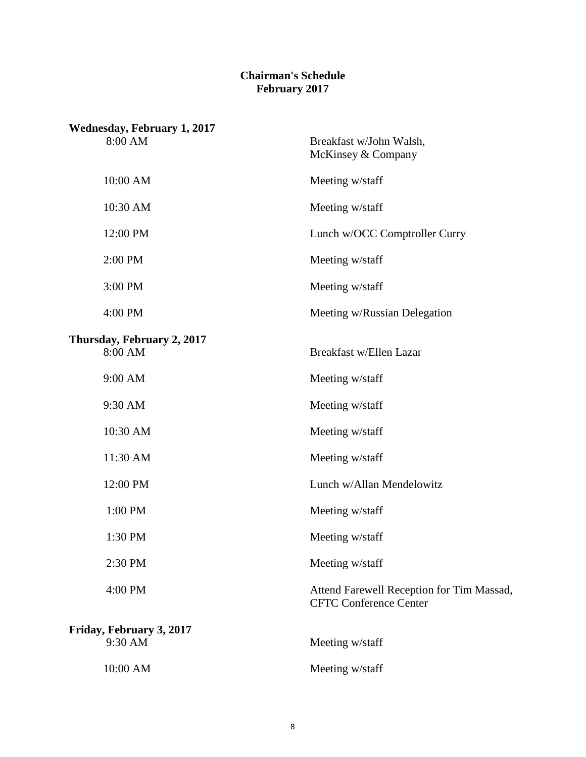# Chairman's Schedule
## February 2017

**Wednesday, February 1, 2017**

| | |
|---|---|
| 8:00 AM | Breakfast w/John Walsh, McKinsey & Company |
| 10:00 AM | Meeting w/staff |
| 10:30 AM | Meeting w/staff |
| 12:00 PM | Lunch w/OCC Comptroller Curry |
| 2:00 PM | Meeting w/staff |
| 3:00 PM | Meeting w/staff |
| 4:00 PM | Meeting w/Russian Delegation |

**Thursday, February 2, 2017**

| | |
|---|---|
| 8:00 AM | Breakfast w/Ellen Lazar |
| 9:00 AM | Meeting w/staff |
| 9:30 AM | Meeting w/staff |
| 10:30 AM | Meeting w/staff |
| 11:30 AM | Meeting w/staff |
| 12:00 PM | Lunch w/Allan Mendelowitz |
| 1:00 PM | Meeting w/staff |
| 1:30 PM | Meeting w/staff |
| 2:30 PM | Meeting w/staff |
| 4:00 PM | Attend Farewell Reception for Tim Massad, CFTC Conference Center |

**Friday, February 3, 2017**

| | |
|---|---|
| 9:30 AM | Meeting w/staff |
| 10:00 AM | Meeting w/staff |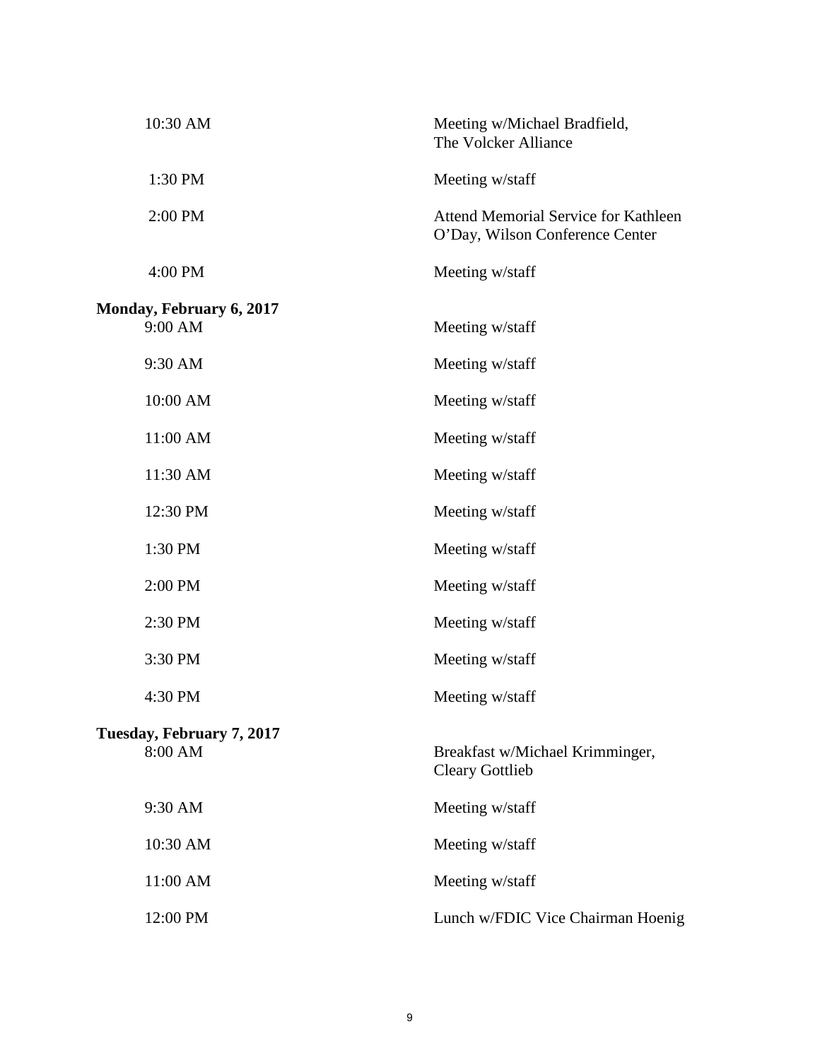| | |
|---|---|
| 10:30 AM | Meeting w/Michael Bradfield, The Volcker Alliance |
| 1:30 PM | Meeting w/staff |
| 2:00 PM | Attend Memorial Service for Kathleen O'Day, Wilson Conference Center |
| 4:00 PM | Meeting w/staff |

**Monday, February 6, 2017**

| | |
|---|---|
| 9:00 AM | Meeting w/staff |
| 9:30 AM | Meeting w/staff |
| 10:00 AM | Meeting w/staff |
| 11:00 AM | Meeting w/staff |
| 11:30 AM | Meeting w/staff |
| 12:30 PM | Meeting w/staff |
| 1:30 PM | Meeting w/staff |
| 2:00 PM | Meeting w/staff |
| 2:30 PM | Meeting w/staff |
| 3:30 PM | Meeting w/staff |
| 4:30 PM | Meeting w/staff |

**Tuesday, February 7, 2017**

| | |
|---|---|
| 8:00 AM | Breakfast w/Michael Krimminger, Cleary Gottlieb |
| 9:30 AM | Meeting w/staff |
| 10:30 AM | Meeting w/staff |
| 11:00 AM | Meeting w/staff |
| 12:00 PM | Lunch w/FDIC Vice Chairman Hoenig |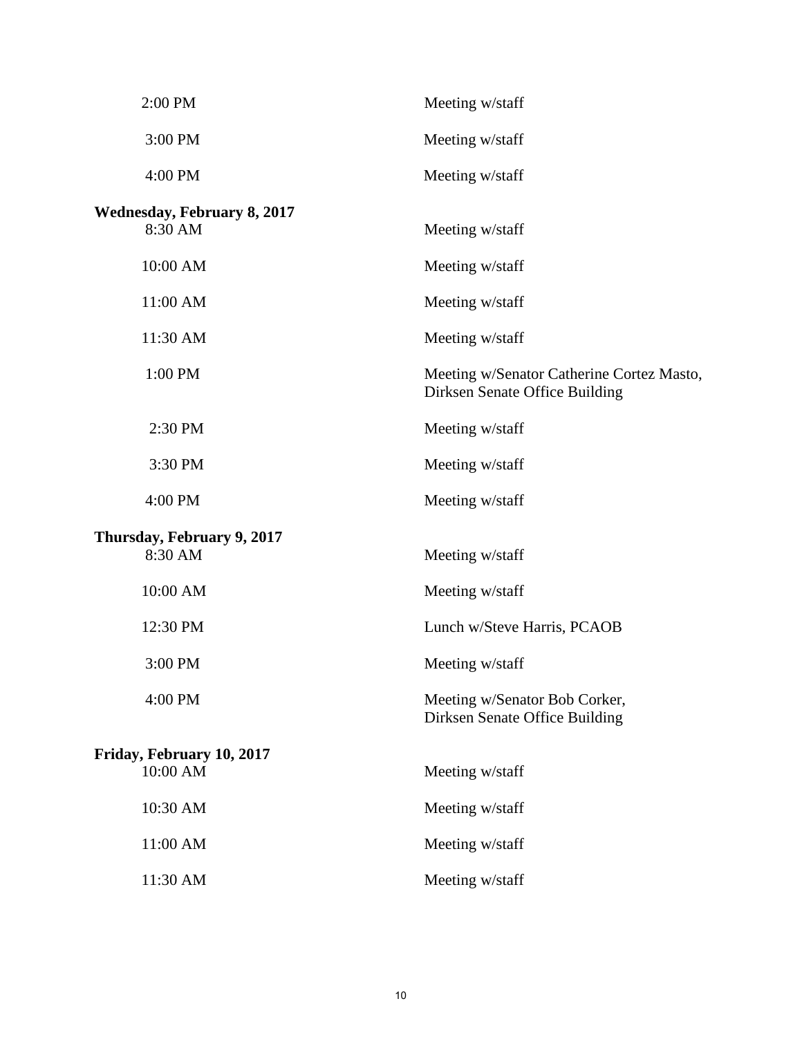| | |
|---|---|
| 2:00 PM | Meeting w/staff |
| 3:00 PM | Meeting w/staff |
| 4:00 PM | Meeting w/staff |

**Wednesday, February 8, 2017**

| | |
|---|---|
| 8:30 AM | Meeting w/staff |
| 10:00 AM | Meeting w/staff |
| 11:00 AM | Meeting w/staff |
| 11:30 AM | Meeting w/staff |
| 1:00 PM | Meeting w/Senator Catherine Cortez Masto, Dirksen Senate Office Building |
| 2:30 PM | Meeting w/staff |
| 3:30 PM | Meeting w/staff |
| 4:00 PM | Meeting w/staff |

**Thursday, February 9, 2017**

| | |
|---|---|
| 8:30 AM | Meeting w/staff |
| 10:00 AM | Meeting w/staff |
| 12:30 PM | Lunch w/Steve Harris, PCAOB |
| 3:00 PM | Meeting w/staff |
| 4:00 PM | Meeting w/Senator Bob Corker, Dirksen Senate Office Building |

**Friday, February 10, 2017**

| | |
|---|---|
| 10:00 AM | Meeting w/staff |
| 10:30 AM | Meeting w/staff |
| 11:00 AM | Meeting w/staff |
| 11:30 AM | Meeting w/staff |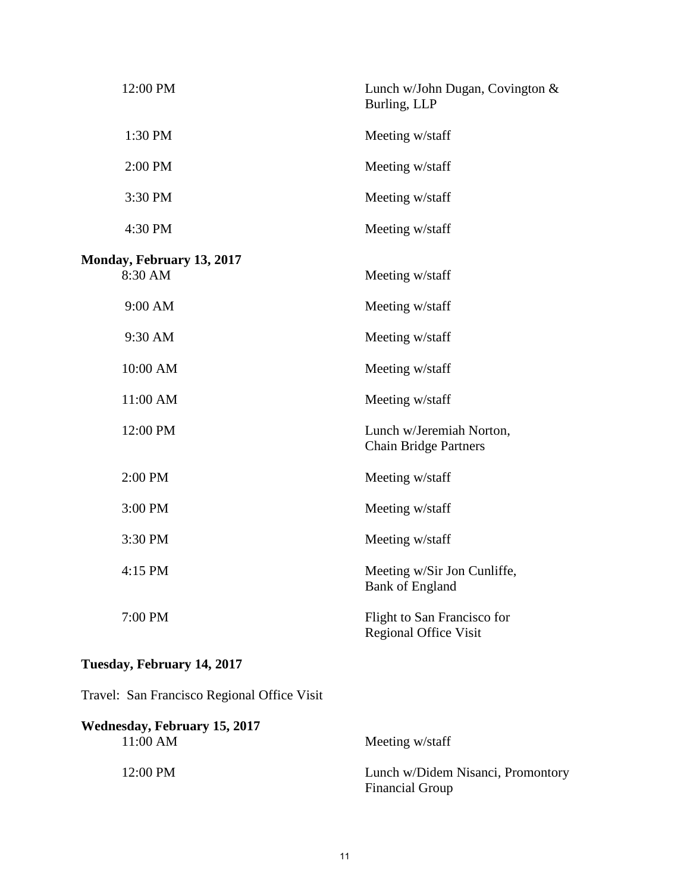| | |
|---|---|
| 12:00 PM | Lunch w/John Dugan, Covington & Burling, LLP |
| 1:30 PM | Meeting w/staff |
| 2:00 PM | Meeting w/staff |
| 3:30 PM | Meeting w/staff |
| 4:30 PM | Meeting w/staff |

**Monday, February 13, 2017**

| | |
|---|---|
| 8:30 AM | Meeting w/staff |
| 9:00 AM | Meeting w/staff |
| 9:30 AM | Meeting w/staff |
| 10:00 AM | Meeting w/staff |
| 11:00 AM | Meeting w/staff |
| 12:00 PM | Lunch w/Jeremiah Norton, Chain Bridge Partners |
| 2:00 PM | Meeting w/staff |
| 3:00 PM | Meeting w/staff |
| 3:30 PM | Meeting w/staff |
| 4:15 PM | Meeting w/Sir Jon Cunliffe, Bank of England |
| 7:00 PM | Flight to San Francisco for Regional Office Visit |

**Tuesday, February 14, 2017**

Travel: San Francisco Regional Office Visit

**Wednesday, February 15, 2017**

| | |
|---|---|
| 11:00 AM | Meeting w/staff |
| 12:00 PM | Lunch w/Didem Nisanci, Promontory Financial Group |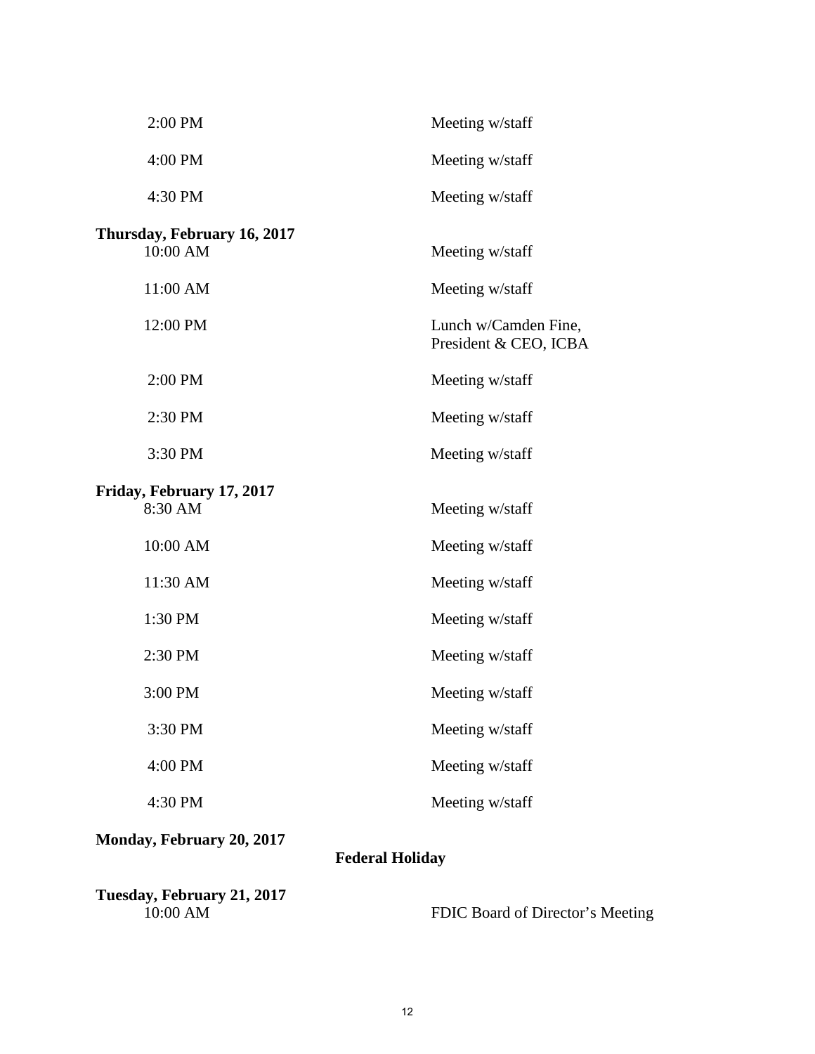| | |
|---|---|
| 2:00 PM | Meeting w/staff |
| 4:00 PM | Meeting w/staff |
| 4:30 PM | Meeting w/staff |

**Thursday, February 16, 2017**

| | |
|---|---|
| 10:00 AM | Meeting w/staff |
| 11:00 AM | Meeting w/staff |
| 12:00 PM | Lunch w/Camden Fine, President & CEO, ICBA |
| 2:00 PM | Meeting w/staff |
| 2:30 PM | Meeting w/staff |
| 3:30 PM | Meeting w/staff |

**Friday, February 17, 2017**

| | |
|---|---|
| 8:30 AM | Meeting w/staff |
| 10:00 AM | Meeting w/staff |
| 11:30 AM | Meeting w/staff |
| 1:30 PM | Meeting w/staff |
| 2:30 PM | Meeting w/staff |
| 3:00 PM | Meeting w/staff |
| 3:30 PM | Meeting w/staff |
| 4:00 PM | Meeting w/staff |
| 4:30 PM | Meeting w/staff |

**Monday, February 20, 2017**

**Federal Holiday**

**Tuesday, February 21, 2017**

| | |
|---|---|
| 10:00 AM | FDIC Board of Director's Meeting |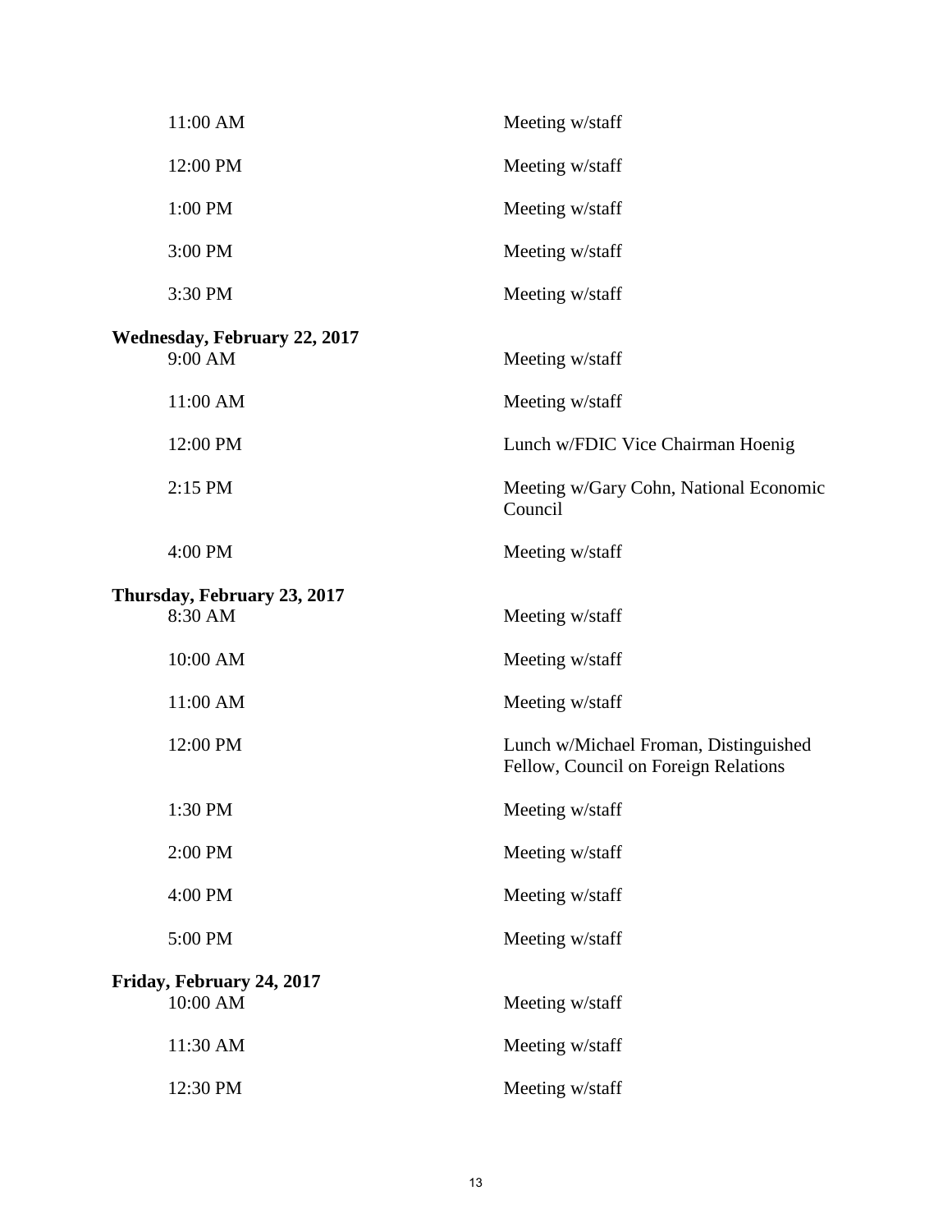| | |
|---|---|
| 11:00 AM | Meeting w/staff |
| 12:00 PM | Meeting w/staff |
| 1:00 PM | Meeting w/staff |
| 3:00 PM | Meeting w/staff |
| 3:30 PM | Meeting w/staff |

**Wednesday, February 22, 2017**

| | |
|---|---|
| 9:00 AM | Meeting w/staff |
| 11:00 AM | Meeting w/staff |
| 12:00 PM | Lunch w/FDIC Vice Chairman Hoenig |
| 2:15 PM | Meeting w/Gary Cohn, National Economic Council |
| 4:00 PM | Meeting w/staff |

**Thursday, February 23, 2017**

| | |
|---|---|
| 8:30 AM | Meeting w/staff |
| 10:00 AM | Meeting w/staff |
| 11:00 AM | Meeting w/staff |
| 12:00 PM | Lunch w/Michael Froman, Distinguished Fellow, Council on Foreign Relations |
| 1:30 PM | Meeting w/staff |
| 2:00 PM | Meeting w/staff |
| 4:00 PM | Meeting w/staff |
| 5:00 PM | Meeting w/staff |

**Friday, February 24, 2017**

| | |
|---|---|
| 10:00 AM | Meeting w/staff |
| 11:30 AM | Meeting w/staff |
| 12:30 PM | Meeting w/staff |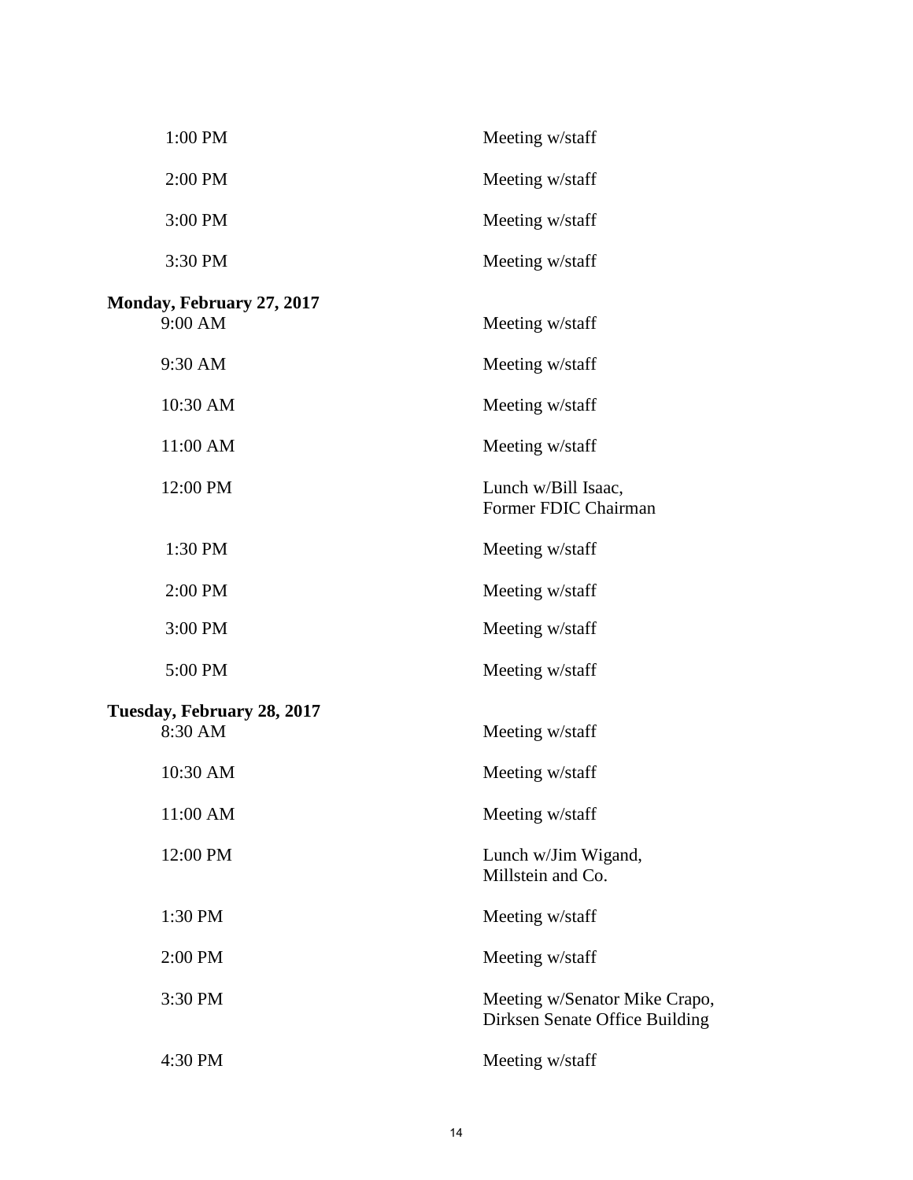| | |
|---|---|
| 1:00 PM | Meeting w/staff |
| 2:00 PM | Meeting w/staff |
| 3:00 PM | Meeting w/staff |
| 3:30 PM | Meeting w/staff |

**Monday, February 27, 2017**

| | |
|---|---|
| 9:00 AM | Meeting w/staff |
| 9:30 AM | Meeting w/staff |
| 10:30 AM | Meeting w/staff |
| 11:00 AM | Meeting w/staff |
| 12:00 PM | Lunch w/Bill Isaac, Former FDIC Chairman |
| 1:30 PM | Meeting w/staff |
| 2:00 PM | Meeting w/staff |
| 3:00 PM | Meeting w/staff |
| 5:00 PM | Meeting w/staff |

**Tuesday, February 28, 2017**

| | |
|---|---|
| 8:30 AM | Meeting w/staff |
| 10:30 AM | Meeting w/staff |
| 11:00 AM | Meeting w/staff |
| 12:00 PM | Lunch w/Jim Wigand, Millstein and Co. |
| 1:30 PM | Meeting w/staff |
| 2:00 PM | Meeting w/staff |
| 3:30 PM | Meeting w/Senator Mike Crapo, Dirksen Senate Office Building |
| 4:30 PM | Meeting w/staff |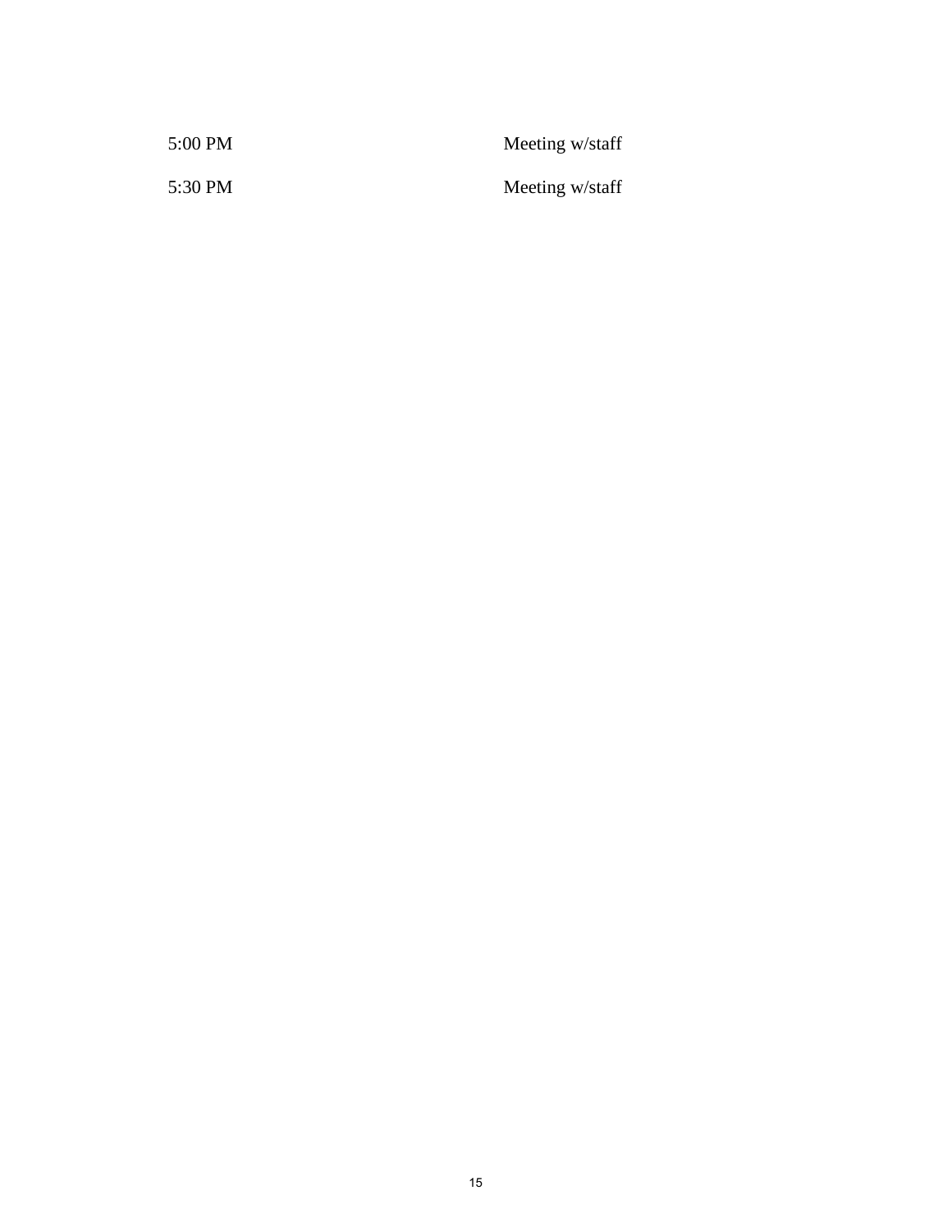| | |
|---|---|
| 5:00 PM | Meeting w/staff |
| 5:30 PM | Meeting w/staff |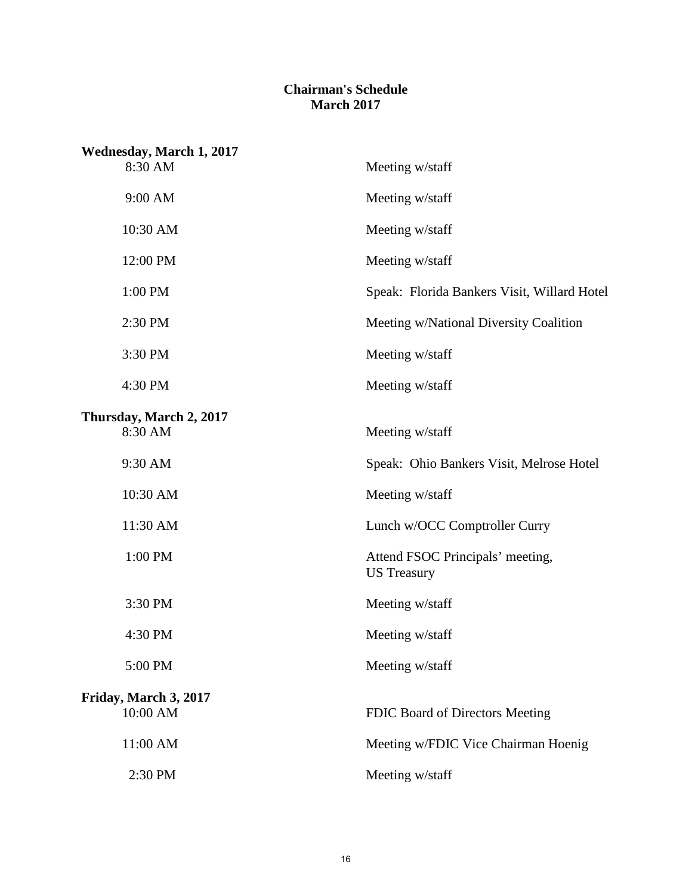# Chairman's Schedule
## March 2017

**Wednesday, March 1, 2017**

| | |
|---|---|
| 8:30 AM | Meeting w/staff |
| 9:00 AM | Meeting w/staff |
| 10:30 AM | Meeting w/staff |
| 12:00 PM | Meeting w/staff |
| 1:00 PM | Speak: Florida Bankers Visit, Willard Hotel |
| 2:30 PM | Meeting w/National Diversity Coalition |
| 3:30 PM | Meeting w/staff |
| 4:30 PM | Meeting w/staff |

**Thursday, March 2, 2017**

| | |
|---|---|
| 8:30 AM | Meeting w/staff |
| 9:30 AM | Speak: Ohio Bankers Visit, Melrose Hotel |
| 10:30 AM | Meeting w/staff |
| 11:30 AM | Lunch w/OCC Comptroller Curry |
| 1:00 PM | Attend FSOC Principals' meeting, US Treasury |
| 3:30 PM | Meeting w/staff |
| 4:30 PM | Meeting w/staff |
| 5:00 PM | Meeting w/staff |

**Friday, March 3, 2017**

| | |
|---|---|
| 10:00 AM | FDIC Board of Directors Meeting |
| 11:00 AM | Meeting w/FDIC Vice Chairman Hoenig |
| 2:30 PM | Meeting w/staff |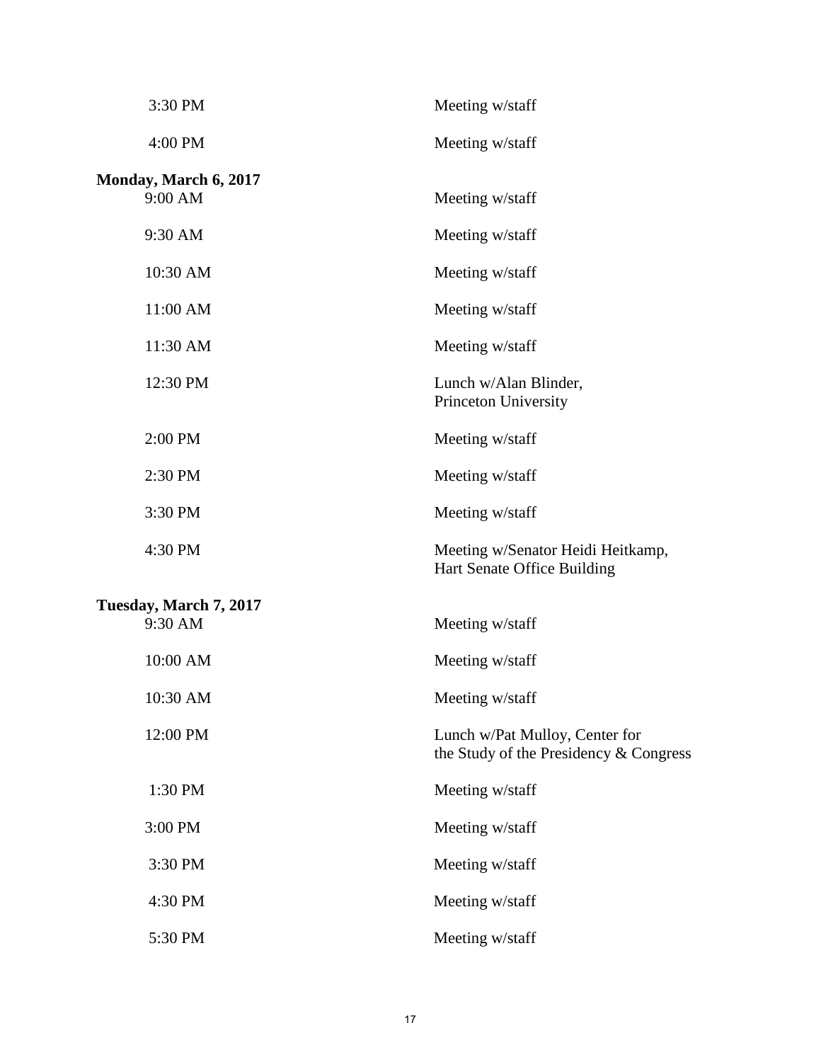| | |
|---|---|
| 3:30 PM | Meeting w/staff |
| 4:00 PM | Meeting w/staff |

**Monday, March 6, 2017**

| | |
|---|---|
| 9:00 AM | Meeting w/staff |
| 9:30 AM | Meeting w/staff |
| 10:30 AM | Meeting w/staff |
| 11:00 AM | Meeting w/staff |
| 11:30 AM | Meeting w/staff |
| 12:30 PM | Lunch w/Alan Blinder, Princeton University |
| 2:00 PM | Meeting w/staff |
| 2:30 PM | Meeting w/staff |
| 3:30 PM | Meeting w/staff |
| 4:30 PM | Meeting w/Senator Heidi Heitkamp, Hart Senate Office Building |

**Tuesday, March 7, 2017**

| | |
|---|---|
| 9:30 AM | Meeting w/staff |
| 10:00 AM | Meeting w/staff |
| 10:30 AM | Meeting w/staff |
| 12:00 PM | Lunch w/Pat Mulloy, Center for the Study of the Presidency & Congress |
| 1:30 PM | Meeting w/staff |
| 3:00 PM | Meeting w/staff |
| 3:30 PM | Meeting w/staff |
| 4:30 PM | Meeting w/staff |
| 5:30 PM | Meeting w/staff |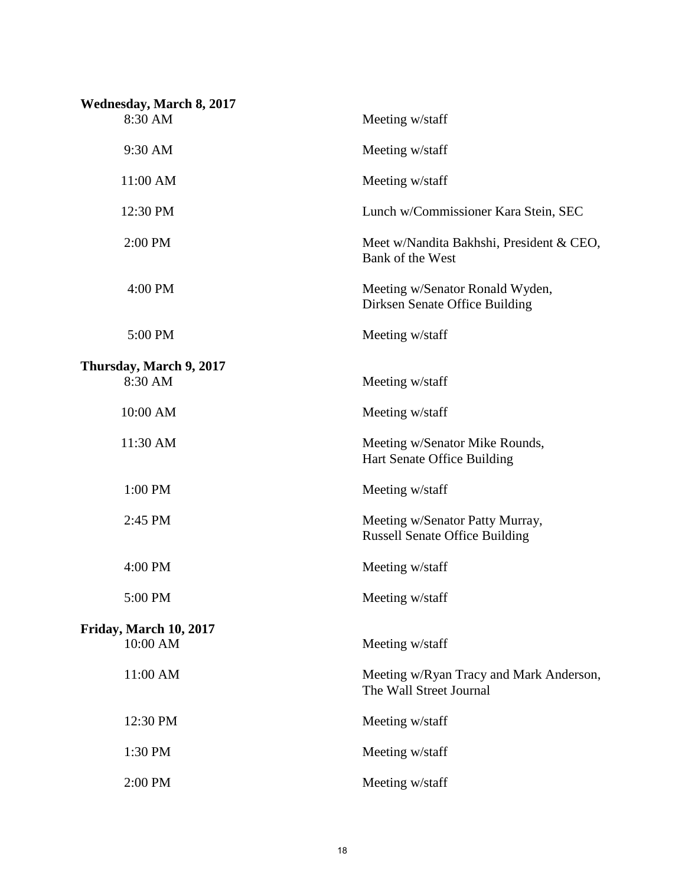**Wednesday, March 8, 2017**

| | |
|---|---|
| 8:30 AM | Meeting w/staff |
| 9:30 AM | Meeting w/staff |
| 11:00 AM | Meeting w/staff |
| 12:30 PM | Lunch w/Commissioner Kara Stein, SEC |
| 2:00 PM | Meet w/Nandita Bakhshi, President & CEO, Bank of the West |
| 4:00 PM | Meeting w/Senator Ronald Wyden, Dirksen Senate Office Building |
| 5:00 PM | Meeting w/staff |

**Thursday, March 9, 2017**

| | |
|---|---|
| 8:30 AM | Meeting w/staff |
| 10:00 AM | Meeting w/staff |
| 11:30 AM | Meeting w/Senator Mike Rounds, Hart Senate Office Building |
| 1:00 PM | Meeting w/staff |
| 2:45 PM | Meeting w/Senator Patty Murray, Russell Senate Office Building |
| 4:00 PM | Meeting w/staff |
| 5:00 PM | Meeting w/staff |

**Friday, March 10, 2017**

| | |
|---|---|
| 10:00 AM | Meeting w/staff |
| 11:00 AM | Meeting w/Ryan Tracy and Mark Anderson, The Wall Street Journal |
| 12:30 PM | Meeting w/staff |
| 1:30 PM | Meeting w/staff |
| 2:00 PM | Meeting w/staff |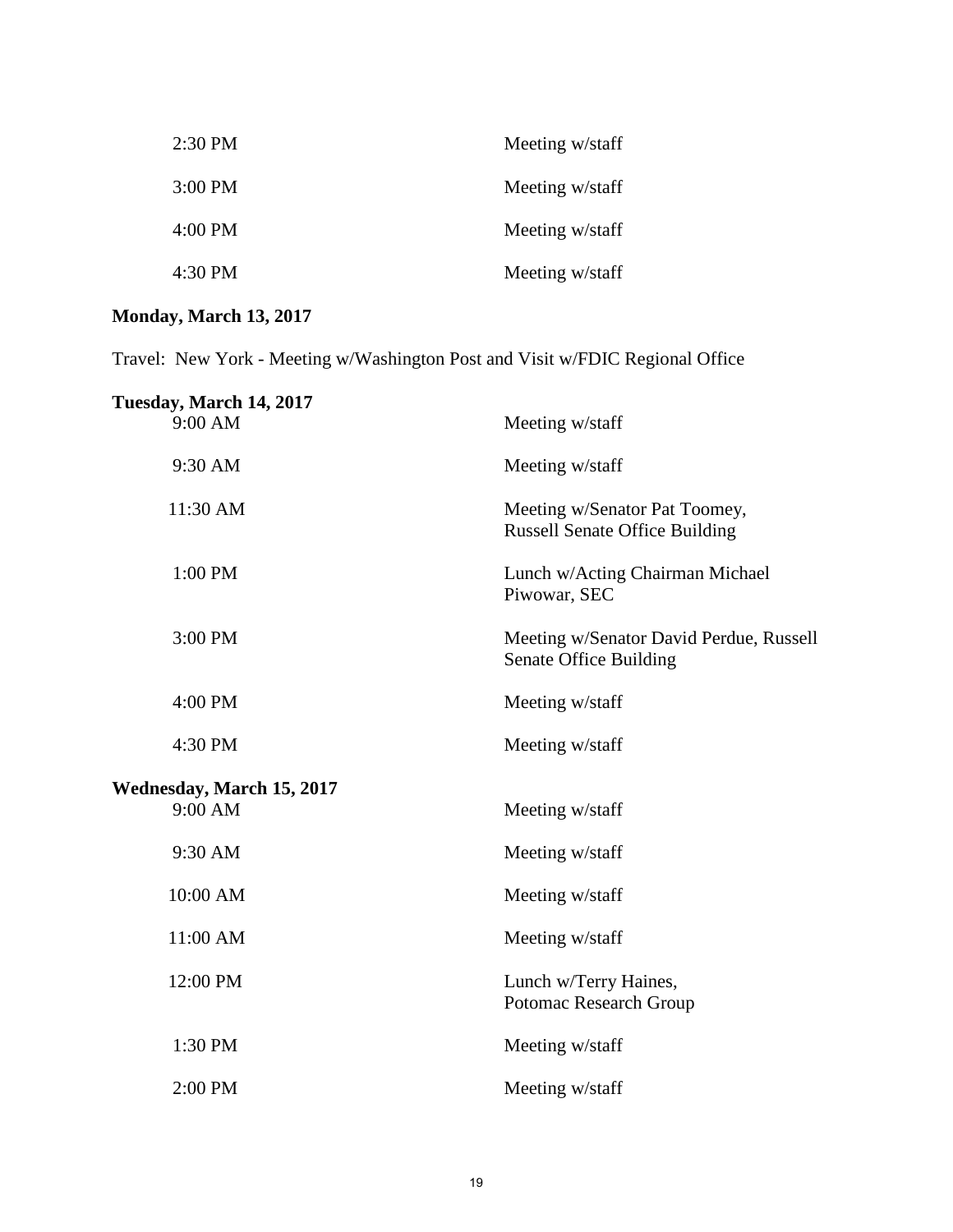| | |
|---|---|
| 2:30 PM | Meeting w/staff |
| 3:00 PM | Meeting w/staff |
| 4:00 PM | Meeting w/staff |
| 4:30 PM | Meeting w/staff |

**Monday, March 13, 2017**

Travel: New York - Meeting w/Washington Post and Visit w/FDIC Regional Office

**Tuesday, March 14, 2017**

| | |
|---|---|
| 9:00 AM | Meeting w/staff |
| 9:30 AM | Meeting w/staff |
| 11:30 AM | Meeting w/Senator Pat Toomey, Russell Senate Office Building |
| 1:00 PM | Lunch w/Acting Chairman Michael Piwowar, SEC |
| 3:00 PM | Meeting w/Senator David Perdue, Russell Senate Office Building |
| 4:00 PM | Meeting w/staff |
| 4:30 PM | Meeting w/staff |

**Wednesday, March 15, 2017**

| | |
|---|---|
| 9:00 AM | Meeting w/staff |
| 9:30 AM | Meeting w/staff |
| 10:00 AM | Meeting w/staff |
| 11:00 AM | Meeting w/staff |
| 12:00 PM | Lunch w/Terry Haines, Potomac Research Group |
| 1:30 PM | Meeting w/staff |
| 2:00 PM | Meeting w/staff |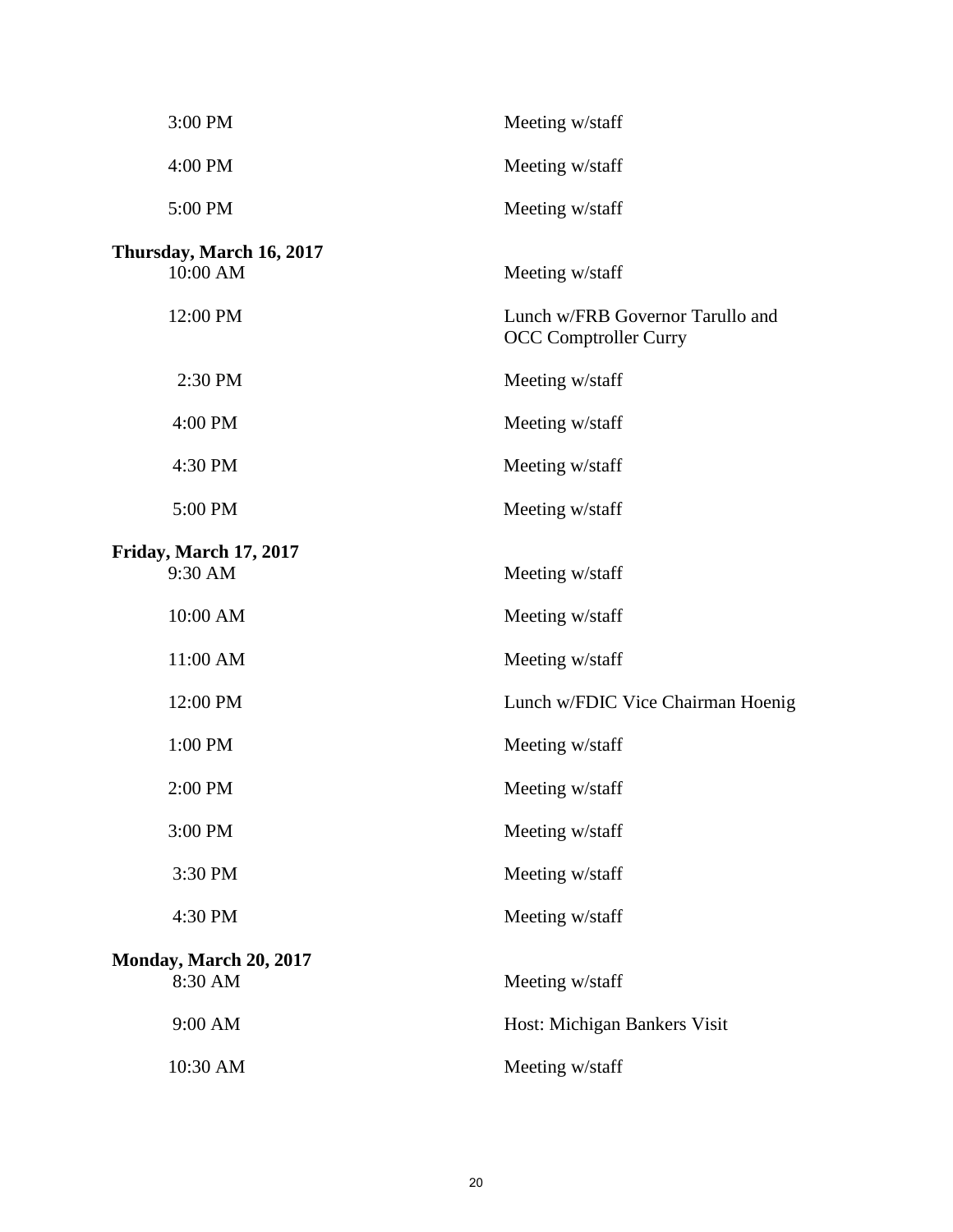| | |
|---|---|
| 3:00 PM | Meeting w/staff |
| 4:00 PM | Meeting w/staff |
| 5:00 PM | Meeting w/staff |

**Thursday, March 16, 2017**

| | |
|---|---|
| 10:00 AM | Meeting w/staff |
| 12:00 PM | Lunch w/FRB Governor Tarullo and OCC Comptroller Curry |
| 2:30 PM | Meeting w/staff |
| 4:00 PM | Meeting w/staff |
| 4:30 PM | Meeting w/staff |
| 5:00 PM | Meeting w/staff |

**Friday, March 17, 2017**

| | |
|---|---|
| 9:30 AM | Meeting w/staff |
| 10:00 AM | Meeting w/staff |
| 11:00 AM | Meeting w/staff |
| 12:00 PM | Lunch w/FDIC Vice Chairman Hoenig |
| 1:00 PM | Meeting w/staff |
| 2:00 PM | Meeting w/staff |
| 3:00 PM | Meeting w/staff |
| 3:30 PM | Meeting w/staff |
| 4:30 PM | Meeting w/staff |

**Monday, March 20, 2017**

| | |
|---|---|
| 8:30 AM | Meeting w/staff |
| 9:00 AM | Host: Michigan Bankers Visit |
| 10:30 AM | Meeting w/staff |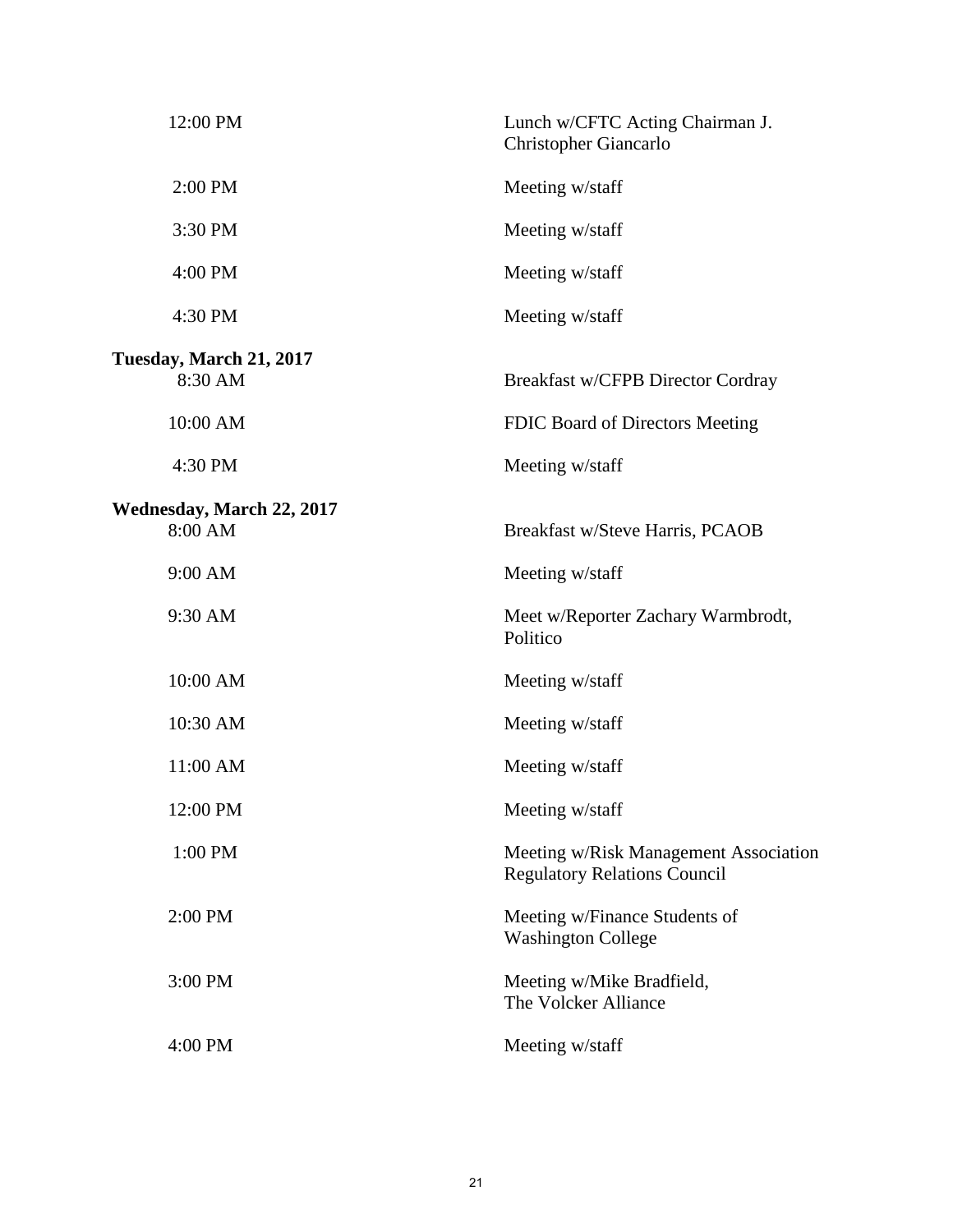| | |
|---|---|
| 12:00 PM | Lunch w/CFTC Acting Chairman J. Christopher Giancarlo |
| 2:00 PM | Meeting w/staff |
| 3:30 PM | Meeting w/staff |
| 4:00 PM | Meeting w/staff |
| 4:30 PM | Meeting w/staff |

**Tuesday, March 21, 2017**

| | |
|---|---|
| 8:30 AM | Breakfast w/CFPB Director Cordray |
| 10:00 AM | FDIC Board of Directors Meeting |
| 4:30 PM | Meeting w/staff |

**Wednesday, March 22, 2017**

| | |
|---|---|
| 8:00 AM | Breakfast w/Steve Harris, PCAOB |
| 9:00 AM | Meeting w/staff |
| 9:30 AM | Meet w/Reporter Zachary Warmbrodt, Politico |
| 10:00 AM | Meeting w/staff |
| 10:30 AM | Meeting w/staff |
| 11:00 AM | Meeting w/staff |
| 12:00 PM | Meeting w/staff |
| 1:00 PM | Meeting w/Risk Management Association Regulatory Relations Council |
| 2:00 PM | Meeting w/Finance Students of Washington College |
| 3:00 PM | Meeting w/Mike Bradfield, The Volcker Alliance |
| 4:00 PM | Meeting w/staff |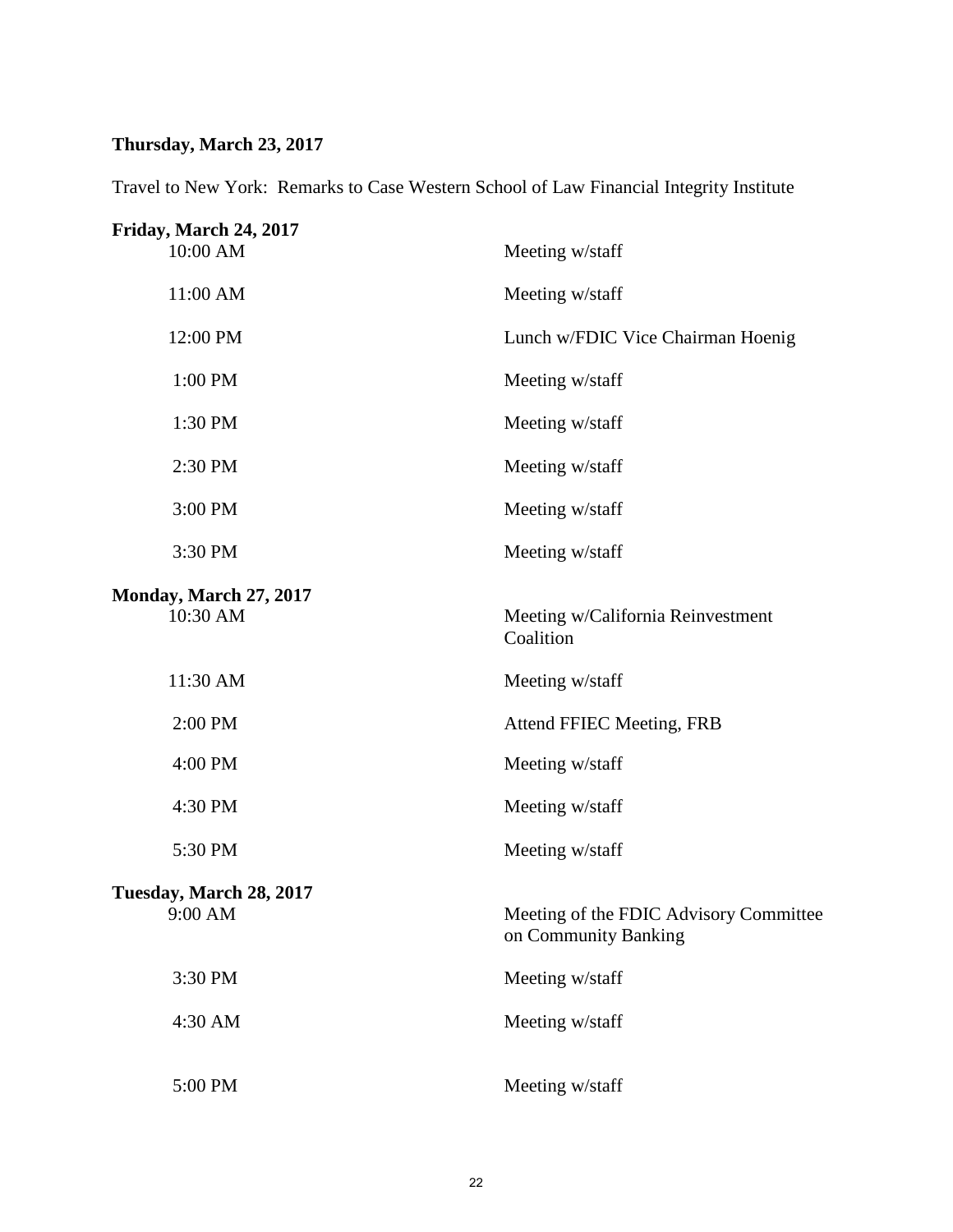**Thursday, March 23, 2017**

Travel to New York: Remarks to Case Western School of Law Financial Integrity Institute

**Friday, March 24, 2017**

| | |
|---|---|
| 10:00 AM | Meeting w/staff |
| 11:00 AM | Meeting w/staff |
| 12:00 PM | Lunch w/FDIC Vice Chairman Hoenig |
| 1:00 PM | Meeting w/staff |
| 1:30 PM | Meeting w/staff |
| 2:30 PM | Meeting w/staff |
| 3:00 PM | Meeting w/staff |
| 3:30 PM | Meeting w/staff |

**Monday, March 27, 2017**

| | |
|---|---|
| 10:30 AM | Meeting w/California Reinvestment Coalition |
| 11:30 AM | Meeting w/staff |
| 2:00 PM | Attend FFIEC Meeting, FRB |
| 4:00 PM | Meeting w/staff |
| 4:30 PM | Meeting w/staff |
| 5:30 PM | Meeting w/staff |

**Tuesday, March 28, 2017**

| | |
|---|---|
| 9:00 AM | Meeting of the FDIC Advisory Committee on Community Banking |
| 3:30 PM | Meeting w/staff |
| 4:30 AM | Meeting w/staff |
| 5:00 PM | Meeting w/staff |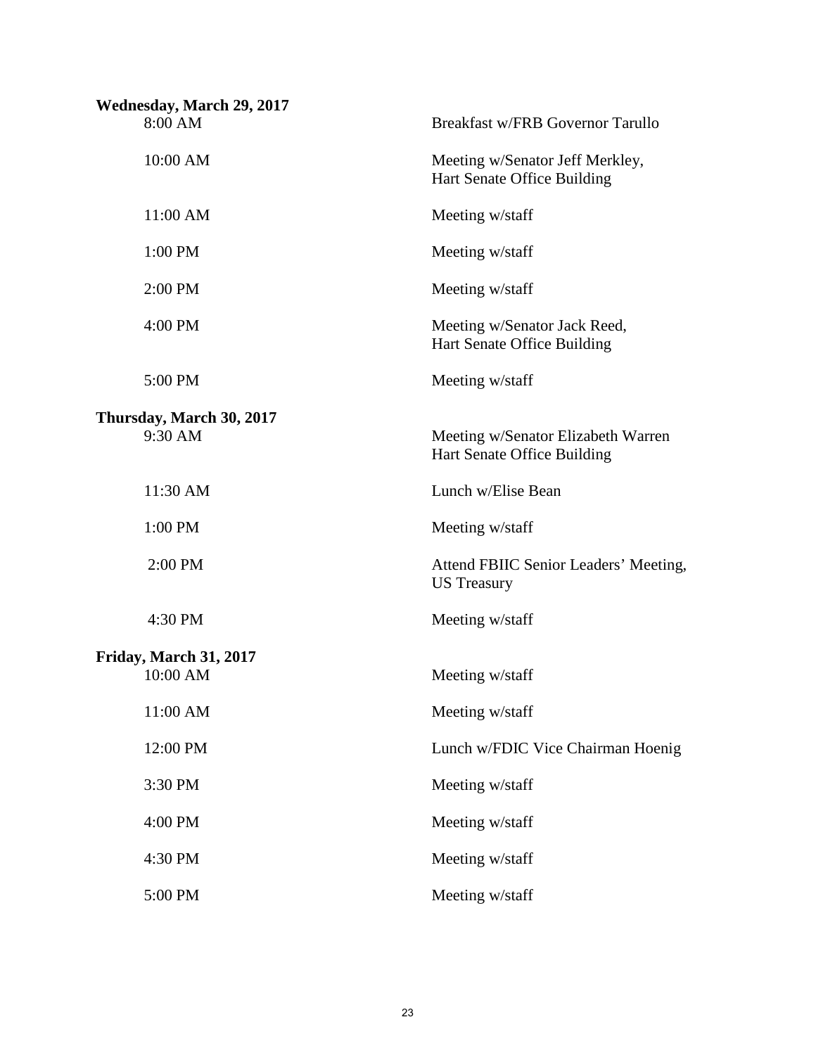**Wednesday, March 29, 2017**

| | |
|---|---|
| 8:00 AM | Breakfast w/FRB Governor Tarullo |
| 10:00 AM | Meeting w/Senator Jeff Merkley, Hart Senate Office Building |
| 11:00 AM | Meeting w/staff |
| 1:00 PM | Meeting w/staff |
| 2:00 PM | Meeting w/staff |
| 4:00 PM | Meeting w/Senator Jack Reed, Hart Senate Office Building |
| 5:00 PM | Meeting w/staff |

**Thursday, March 30, 2017**

| | |
|---|---|
| 9:30 AM | Meeting w/Senator Elizabeth Warren Hart Senate Office Building |
| 11:30 AM | Lunch w/Elise Bean |
| 1:00 PM | Meeting w/staff |
| 2:00 PM | Attend FBIIC Senior Leaders' Meeting, US Treasury |
| 4:30 PM | Meeting w/staff |

**Friday, March 31, 2017**

| | |
|---|---|
| 10:00 AM | Meeting w/staff |
| 11:00 AM | Meeting w/staff |
| 12:00 PM | Lunch w/FDIC Vice Chairman Hoenig |
| 3:30 PM | Meeting w/staff |
| 4:00 PM | Meeting w/staff |
| 4:30 PM | Meeting w/staff |
| 5:00 PM | Meeting w/staff |